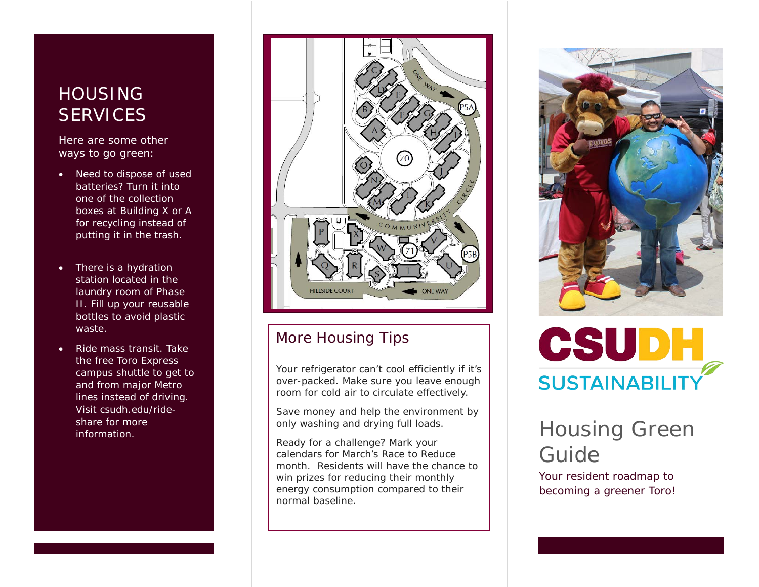## HOUSING SERVICES

Here are some other ways to go green:

- Need to dispose of used batteries? Turn it into one of the collection boxes at Building X or A for recycling instead of putting it in the trash.
- There is a hydration station located in the laundry room of Phase II. Fill up your reusable bottles to avoid plastic waste.
- Ride mass transit. Take the free Toro Express campus shuttle to get to and from major Metro lines instead of driving. Visit csudh.edu/ride-share for more information.

## More Housing Tips

Your refrigerator can't cool efficiently if it's over-packed. Make sure you leave enough room for cold air to circulate effectively.

Save money and help the environment by only washing and drying full loads.

Ready for a challenge? Mark your calendars for March's Race to Reduce month. Residents will have the chance to win prizes for reducing their monthly energy consumption compared to their normal baseline.

# CSUDH SUSTAINABILITY

# Housing Green Guide

Your resident roadmap to becoming a greener Toro!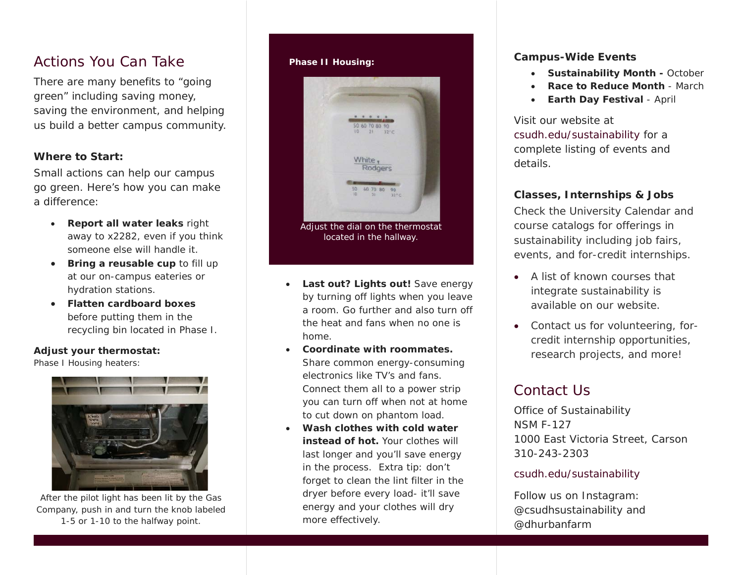## Actions You Can Take

There are many benefits to "going green" including saving money, saving the environment, and helping us build a better campus community.

### Where to Start:

Small actions can help our campus go green. Here's how you can make a difference:

- **Report all water leaks** right away to x2282, even if you think someone else will handle it.
- **Bring a reusable cup** to fill up at our on-campus eateries or hydration stations.
- **Flatten cardboard boxes** before putting them in the recycling bin located in Phase I.

**Adjust your thermostat:**

Phase I Housing heaters:

After the pilot light has been lit by the Gas Company, push in and turn the knob labeled 1-5 or 1-10 to the halfway point.

**Phase II Housing:**

Adjust the dial on the thermostat located in the hallway.

- **Last out? Lights out!** Save energy by turning off lights when you leave a room. Go further and also turn off the heat and fans when no one is home.
- **Coordinate with roommates.** Share common energy-consuming electronics like TV's and fans. Connect them all to a power strip you can turn off when not at home to cut down on phantom load.
- **Wash clothes with cold water instead of hot.** Your clothes will last longer and you'll save energy in the process. Extra tip: don't forget to clean the lint filter in the dryer before every load- it'll save energy and your clothes will dry more effectively.

### Campus-Wide Events

- **Sustainability Month -** October
- **Race to Reduce Month** - March
- **Earth Day Festival** - April

Visit our website at csudh.edu/sustainability for a complete listing of events and details.

### Classes, Internships & Jobs

Check the University Calendar and course catalogs for offerings in sustainability including job fairs, events, and for-credit internships.

- A list of known courses that integrate sustainability is available on our website.
- Contact us for volunteering, for-credit internship opportunities, research projects, and more!

## Contact Us

Office of Sustainability
NSM F-127
1000 East Victoria Street, Carson
310-243-2303

csudh.edu/sustainability

Follow us on Instagram:
@csudhsustainability and
@dhurbanfarm